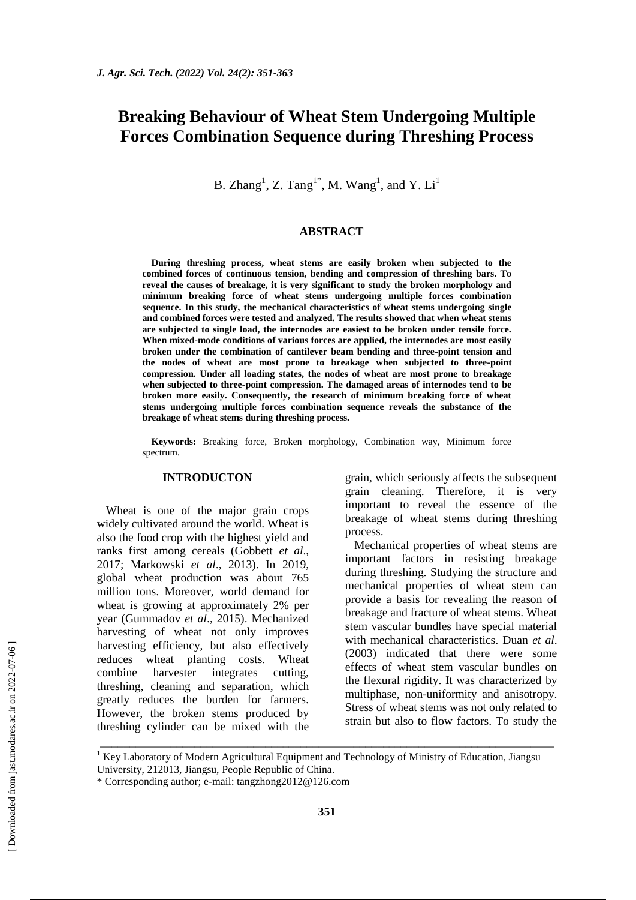# Breaking Behaviour of Wheat Stem Undergoing Multiple Forces Combination Sequence during Threshing Process

B. Zhang[1], Z. Tang[1*], M. Wang[1], and Y. Li[1]

## ABSTRACT

**During threshing process, wheat stems are easily broken when subjected to the combined forces of continuous tension, bending and compression of threshing bars. To reveal the causes of breakage, it is very significant to study the broken morphology and minimum breaking force of wheat stems undergoing multiple forces combination sequence. In this study, the mechanical characteristics of wheat stems undergoing single and combined forces were tested and analyzed. The results showed that when wheat stems are subjected to single load, the internodes are easiest to be broken under tensile force. When mixed-mode conditions of various forces are applied, the internodes are most easily broken under the combination of cantilever beam bending and three-point tension and the nodes of wheat are most prone to breakage when subjected to three-point compression. Under all loading states, the nodes of wheat are most prone to breakage when subjected to three-point compression. The damaged areas of internodes tend to be broken more easily. Consequently, the research of minimum breaking force of wheat stems undergoing multiple forces combination sequence reveals the substance of the breakage of wheat stems during threshing process.**

**Keywords:** Breaking force, Broken morphology, Combination way, Minimum force spectrum.

## INTRODUCTON

Wheat is one of the major grain crops widely cultivated around the world. Wheat is also the food crop with the highest yield and ranks first among cereals (Gobbett *et al*., 2017; Markowski *et al*., 2013). In 2019, global wheat production was about 765 million tons. Moreover, world demand for wheat is growing at approximately 2% per year (Gummadov *et al*., 2015). Mechanized harvesting of wheat not only improves harvesting efficiency, but also effectively reduces wheat planting costs. Wheat combine harvester integrates cutting, threshing, cleaning and separation, which greatly reduces the burden for farmers. However, the broken stems produced by threshing cylinder can be mixed with the grain, which seriously affects the subsequent grain cleaning. Therefore, it is very important to reveal the essence of the breakage of wheat stems during threshing process.

Mechanical properties of wheat stems are important factors in resisting breakage during threshing. Studying the structure and mechanical properties of wheat stem can provide a basis for revealing the reason of breakage and fracture of wheat stems. Wheat stem vascular bundles have special material with mechanical characteristics. Duan *et al*. (2003) indicated that there were some effects of wheat stem vascular bundles on the flexural rigidity. It was characterized by multiphase, non-uniformity and anisotropy. Stress of wheat stems was not only related to strain but also to flow factors. To study the

---

[1] Key Laboratory of Modern Agricultural Equipment and Technology of Ministry of Education, Jiangsu University, 212013, Jiangsu, People Republic of China.

\* Corresponding author; e-mail: tangzhong2012@126.com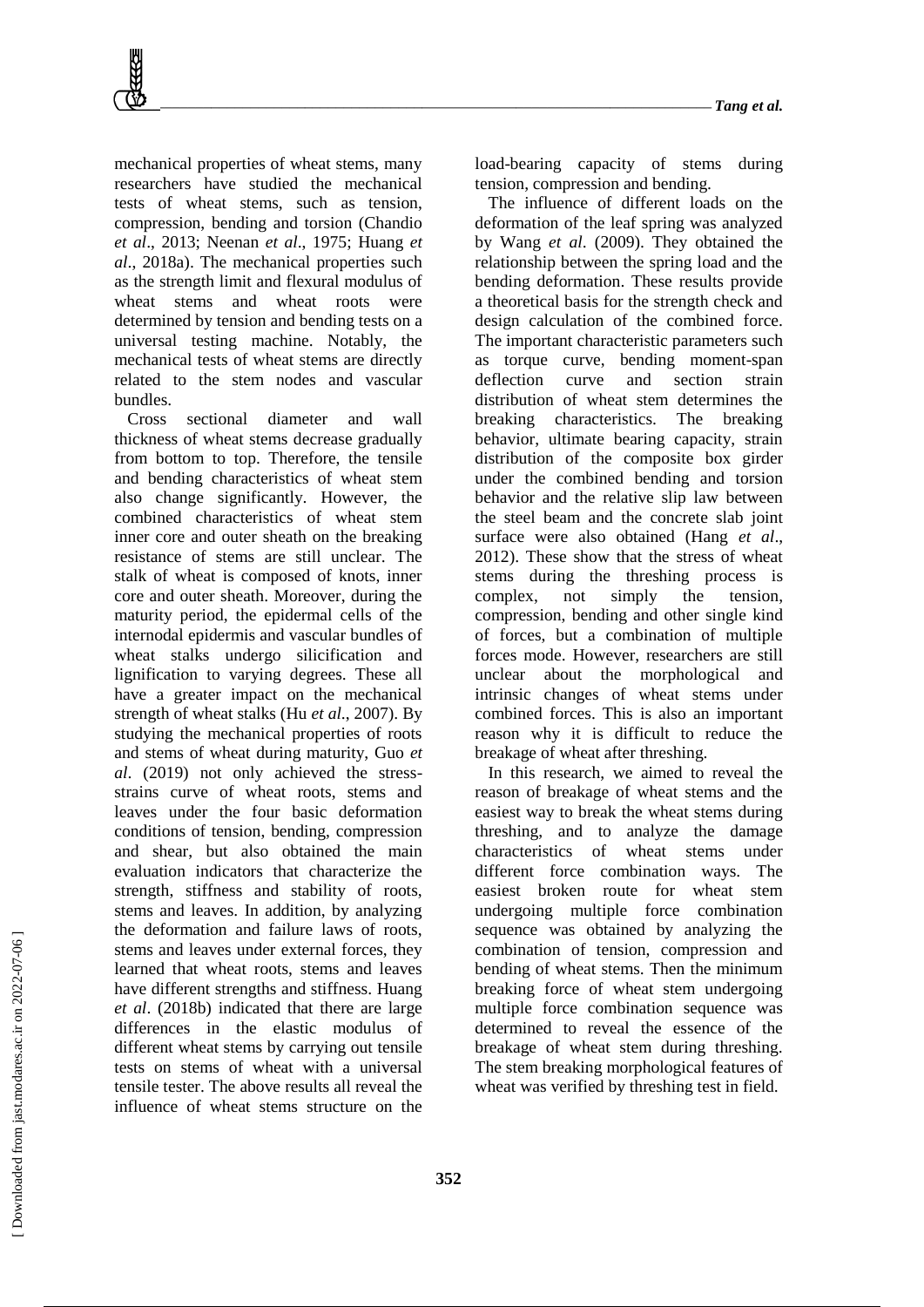mechanical properties of wheat stems, many researchers have studied the mechanical tests of wheat stems, such as tension, compression, bending and torsion (Chandio *et al*., 2013; Neenan *et al*., 1975; Huang *et al*., 2018a). The mechanical properties such as the strength limit and flexural modulus of wheat stems and wheat roots were determined by tension and bending tests on a universal testing machine. Notably, the mechanical tests of wheat stems are directly related to the stem nodes and vascular bundles.

Cross sectional diameter and wall thickness of wheat stems decrease gradually from bottom to top. Therefore, the tensile and bending characteristics of wheat stem also change significantly. However, the combined characteristics of wheat stem inner core and outer sheath on the breaking resistance of stems are still unclear. The stalk of wheat is composed of knots, inner core and outer sheath. Moreover, during the maturity period, the epidermal cells of the internodal epidermis and vascular bundles of wheat stalks undergo silicification and lignification to varying degrees. These all have a greater impact on the mechanical strength of wheat stalks (Hu *et al*., 2007). By studying the mechanical properties of roots and stems of wheat during maturity, Guo *et al*. (2019) not only achieved the stress-strains curve of wheat roots, stems and leaves under the four basic deformation conditions of tension, bending, compression and shear, but also obtained the main evaluation indicators that characterize the strength, stiffness and stability of roots, stems and leaves. In addition, by analyzing the deformation and failure laws of roots, stems and leaves under external forces, they learned that wheat roots, stems and leaves have different strengths and stiffness. Huang *et al*. (2018b) indicated that there are large differences in the elastic modulus of different wheat stems by carrying out tensile tests on stems of wheat with a universal tensile tester. The above results all reveal the influence of wheat stems structure on the load-bearing capacity of stems during tension, compression and bending.

The influence of different loads on the deformation of the leaf spring was analyzed by Wang *et al*. (2009). They obtained the relationship between the spring load and the bending deformation. These results provide a theoretical basis for the strength check and design calculation of the combined force. The important characteristic parameters such as torque curve, bending moment-span deflection curve and section strain distribution of wheat stem determines the breaking characteristics. The breaking behavior, ultimate bearing capacity, strain distribution of the composite box girder under the combined bending and torsion behavior and the relative slip law between the steel beam and the concrete slab joint surface were also obtained (Hang *et al*., 2012). These show that the stress of wheat stems during the threshing process is complex, not simply the tension, compression, bending and other single kind of forces, but a combination of multiple forces mode. However, researchers are still unclear about the morphological and intrinsic changes of wheat stems under combined forces. This is also an important reason why it is difficult to reduce the breakage of wheat after threshing.

In this research, we aimed to reveal the reason of breakage of wheat stems and the easiest way to break the wheat stems during threshing, and to analyze the damage characteristics of wheat stems under different force combination ways. The easiest broken route for wheat stem undergoing multiple force combination sequence was obtained by analyzing the combination of tension, compression and bending of wheat stems. Then the minimum breaking force of wheat stem undergoing multiple force combination sequence was determined to reveal the essence of the breakage of wheat stem during threshing. The stem breaking morphological features of wheat was verified by threshing test in field.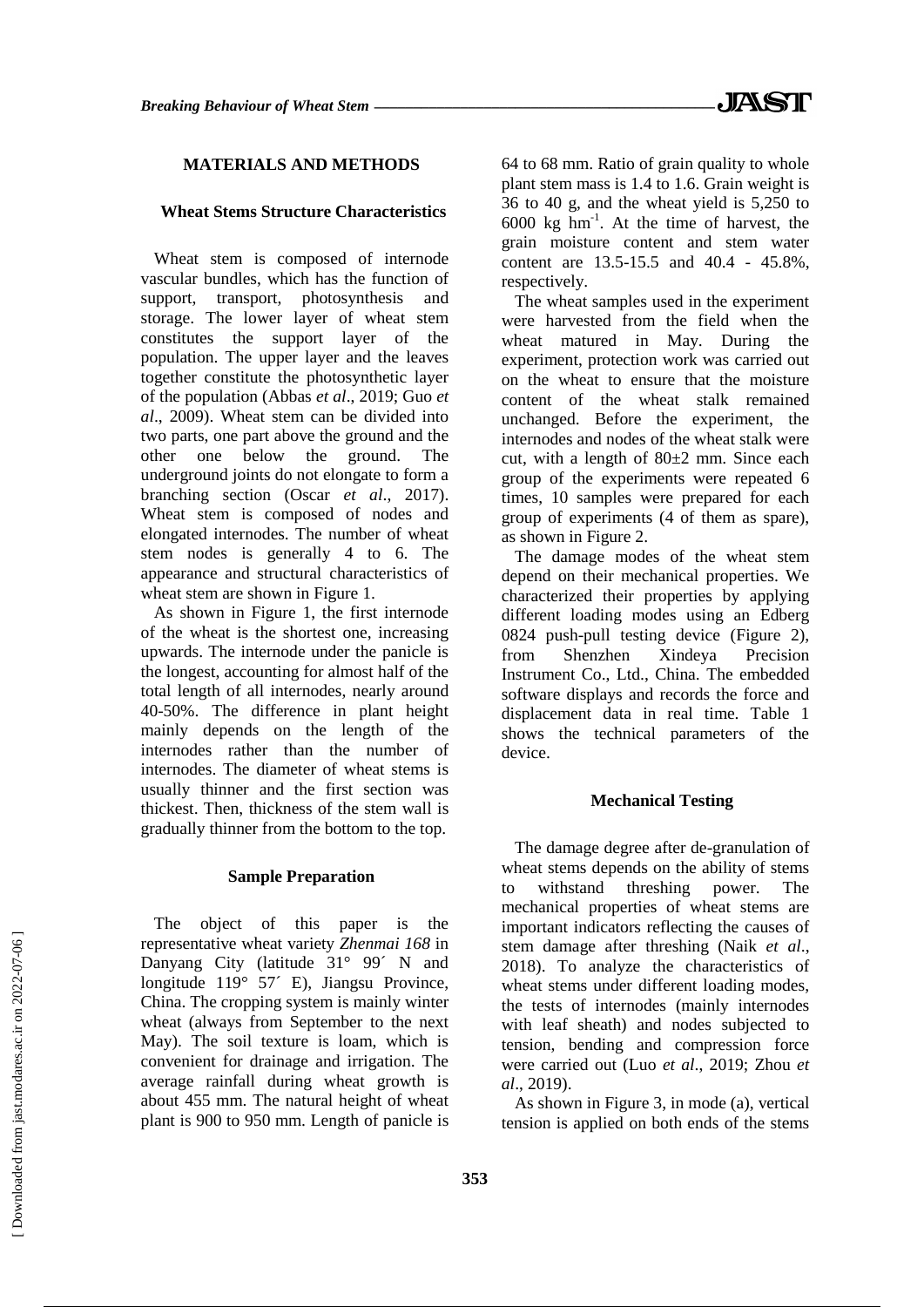## MATERIALS AND METHODS

### Wheat Stems Structure Characteristics

Wheat stem is composed of internode vascular bundles, which has the function of support, transport, photosynthesis and storage. The lower layer of wheat stem constitutes the support layer of the population. The upper layer and the leaves together constitute the photosynthetic layer of the population (Abbas *et al*., 2019; Guo *et al*., 2009). Wheat stem can be divided into two parts, one part above the ground and the other one below the ground. The underground joints do not elongate to form a branching section (Oscar *et al*., 2017). Wheat stem is composed of nodes and elongated internodes. The number of wheat stem nodes is generally 4 to 6. The appearance and structural characteristics of wheat stem are shown in Figure 1.

As shown in Figure 1, the first internode of the wheat is the shortest one, increasing upwards. The internode under the panicle is the longest, accounting for almost half of the total length of all internodes, nearly around 40-50%. The difference in plant height mainly depends on the length of the internodes rather than the number of internodes. The diameter of wheat stems is usually thinner and the first section was thickest. Then, thickness of the stem wall is gradually thinner from the bottom to the top.

### Sample Preparation

The object of this paper is the representative wheat variety *Zhenmai 168* in Danyang City (latitude 31° 99´ N and longitude 119° 57´ E), Jiangsu Province, China. The cropping system is mainly winter wheat (always from September to the next May). The soil texture is loam, which is convenient for drainage and irrigation. The average rainfall during wheat growth is about 455 mm. The natural height of wheat plant is 900 to 950 mm. Length of panicle is 64 to 68 mm. Ratio of grain quality to whole plant stem mass is 1.4 to 1.6. Grain weight is 36 to 40 g, and the wheat yield is 5,250 to 6000 kg $hm^{-1}$. At the time of harvest, the grain moisture content and stem water content are 13.5-15.5 and 40.4 - 45.8%, respectively.

The wheat samples used in the experiment were harvested from the field when the wheat matured in May. During the experiment, protection work was carried out on the wheat to ensure that the moisture content of the wheat stalk remained unchanged. Before the experiment, the internodes and nodes of the wheat stalk were cut, with a length of 80±2 mm. Since each group of the experiments were repeated 6 times, 10 samples were prepared for each group of experiments (4 of them as spare), as shown in Figure 2.

The damage modes of the wheat stem depend on their mechanical properties. We characterized their properties by applying different loading modes using an Edberg 0824 push-pull testing device (Figure 2), from Shenzhen Xindeya Precision Instrument Co., Ltd., China. The embedded software displays and records the force and displacement data in real time. Table 1 shows the technical parameters of the device.

### Mechanical Testing

The damage degree after de-granulation of wheat stems depends on the ability of stems to withstand threshing power. The mechanical properties of wheat stems are important indicators reflecting the causes of stem damage after threshing (Naik *et al*., 2018). To analyze the characteristics of wheat stems under different loading modes, the tests of internodes (mainly internodes with leaf sheath) and nodes subjected to tension, bending and compression force were carried out (Luo *et al*., 2019; Zhou *et al*., 2019).

As shown in Figure 3, in mode (a), vertical tension is applied on both ends of the stems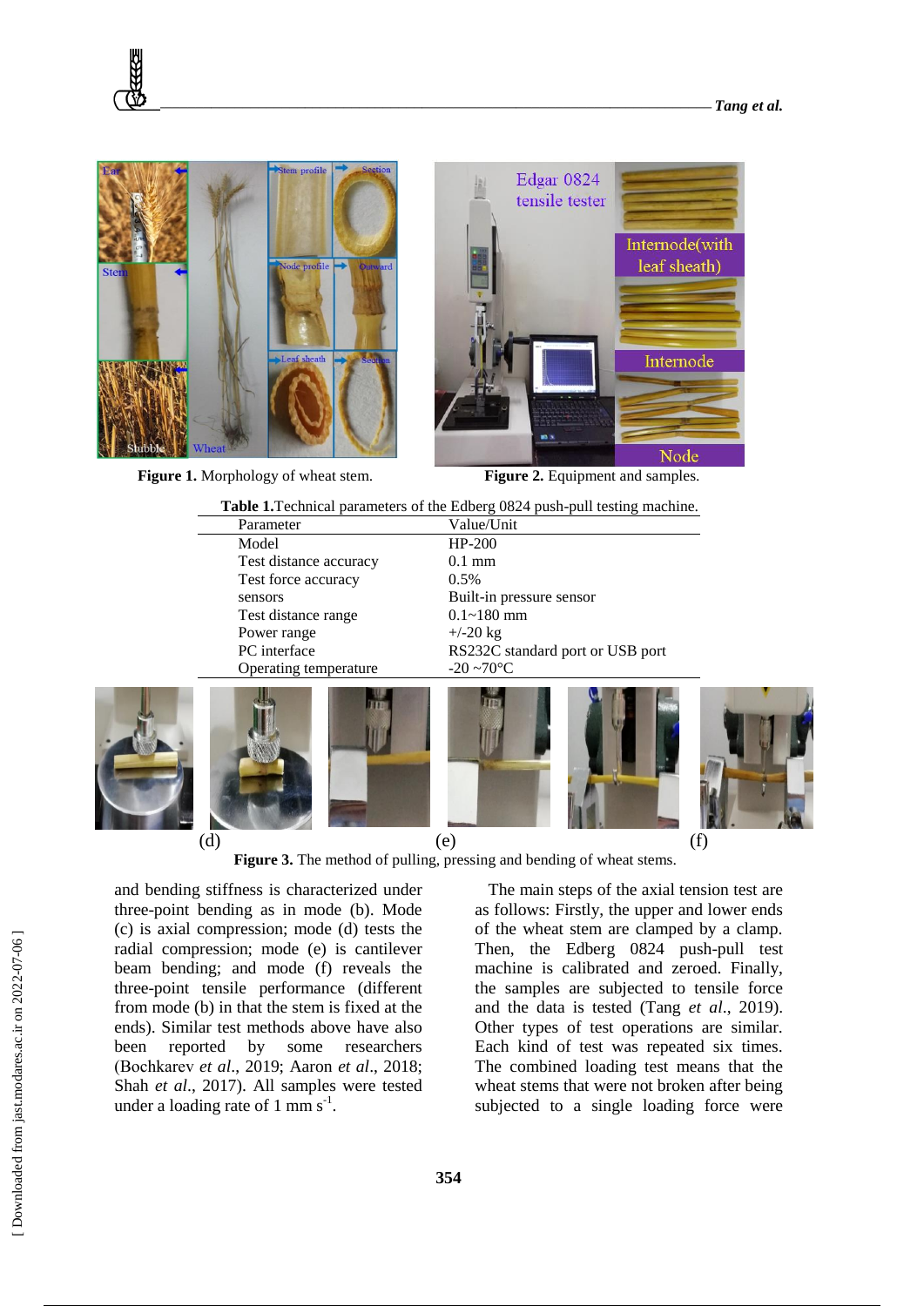Figure 1. Morphology of wheat stem.

Figure 2. Equipment and samples.

**Table 1.** Technical parameters of the Edberg 0824 push-pull testing machine.

| Parameter | Value/Unit |
|---|---|
| Model | HP-200 |
| Test distance accuracy | 0.1 mm |
| Test force accuracy | 0.5% |
| sensors | Built-in pressure sensor |
| Test distance range | 0.1~180 mm |
| Power range | +/-20 kg |
| PC interface | RS232C standard port or USB port |
| Operating temperature | -20 ~70°C |

(d) (e) (f)

**Figure 3.** The method of pulling, pressing and bending of wheat stems.

and bending stiffness is characterized under three-point bending as in mode (b). Mode (c) is axial compression; mode (d) tests the radial compression; mode (e) is cantilever beam bending; and mode (f) reveals the three-point tensile performance (different from mode (b) in that the stem is fixed at the ends). Similar test methods above have also been reported by some researchers (Bochkarev *et al*., 2019; Aaron *et al*., 2018; Shah *et al*., 2017). All samples were tested under a loading rate of 1 mm $s^{-1}$.

The main steps of the axial tension test are as follows: Firstly, the upper and lower ends of the wheat stem are clamped by a clamp. Then, the Edberg 0824 push-pull test machine is calibrated and zeroed. Finally, the samples are subjected to tensile force and the data is tested (Tang *et al*., 2019). Other types of test operations are similar. Each kind of test was repeated six times. The combined loading test means that the wheat stems that were not broken after being subjected to a single loading force were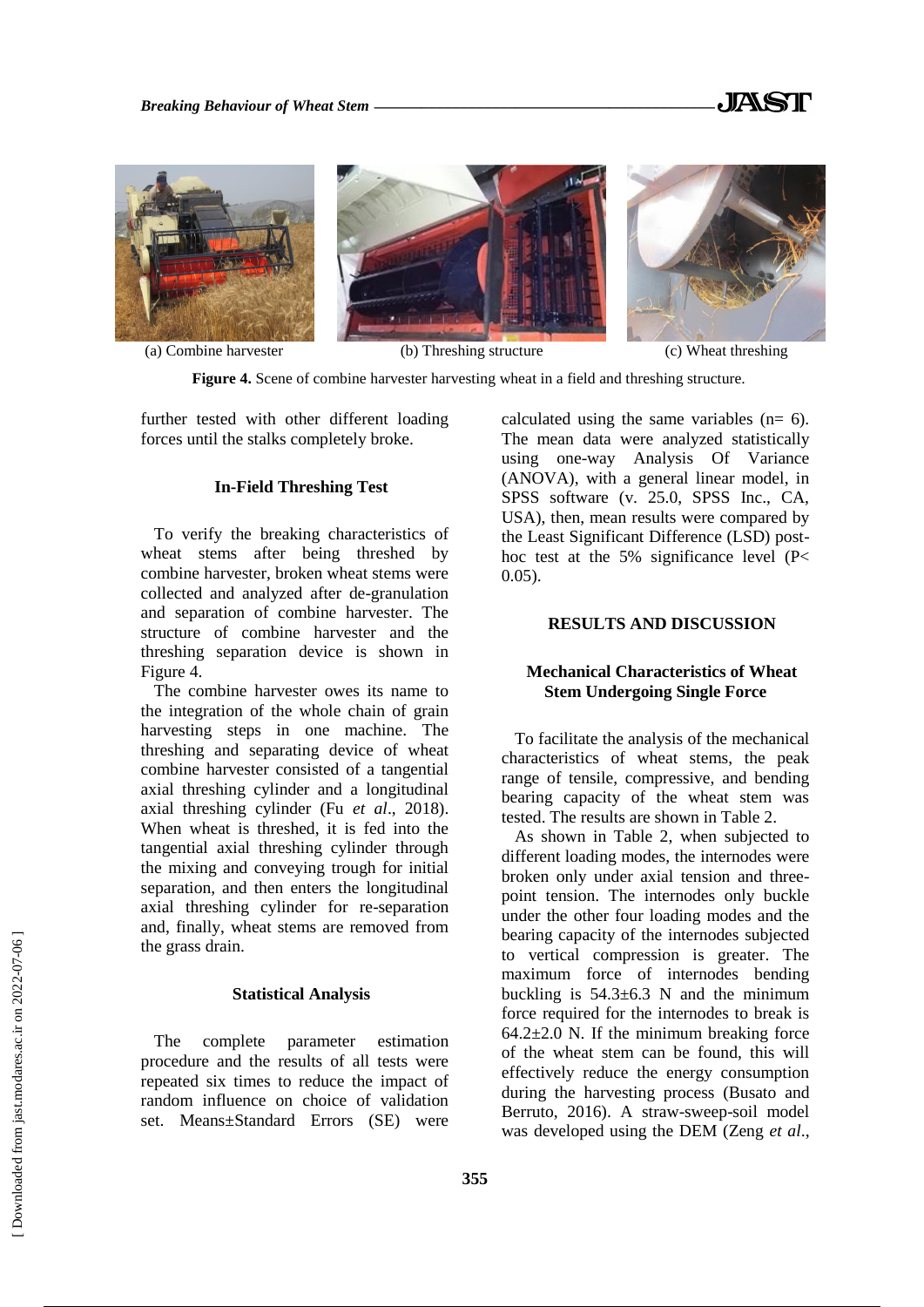(a) Combine harvester (b) Threshing structure (c) Wheat threshing

**Figure 4.** Scene of combine harvester harvesting wheat in a field and threshing structure.

further tested with other different loading forces until the stalks completely broke.

### In-Field Threshing Test

To verify the breaking characteristics of wheat stems after being threshed by combine harvester, broken wheat stems were collected and analyzed after de-granulation and separation of combine harvester. The structure of combine harvester and the threshing separation device is shown in Figure 4.

The combine harvester owes its name to the integration of the whole chain of grain harvesting steps in one machine. The threshing and separating device of wheat combine harvester consisted of a tangential axial threshing cylinder and a longitudinal axial threshing cylinder (Fu *et al*., 2018). When wheat is threshed, it is fed into the tangential axial threshing cylinder through the mixing and conveying trough for initial separation, and then enters the longitudinal axial threshing cylinder for re-separation and, finally, wheat stems are removed from the grass drain.

### Statistical Analysis

The complete parameter estimation procedure and the results of all tests were repeated six times to reduce the impact of random influence on choice of validation set. Means±Standard Errors (SE) were calculated using the same variables (n= 6). The mean data were analyzed statistically using one-way Analysis Of Variance (ANOVA), with a general linear model, in SPSS software (v. 25.0, SPSS Inc., CA, USA), then, mean results were compared by the Least Significant Difference (LSD) post-hoc test at the 5% significance level ($P< 0.05$).

## RESULTS AND DISCUSSION

### Mechanical Characteristics of Wheat Stem Undergoing Single Force

To facilitate the analysis of the mechanical characteristics of wheat stems, the peak range of tensile, compressive, and bending bearing capacity of the wheat stem was tested. The results are shown in Table 2.

As shown in Table 2, when subjected to different loading modes, the internodes were broken only under axial tension and three-point tension. The internodes only buckle under the other four loading modes and the bearing capacity of the internodes subjected to vertical compression is greater. The maximum force of internodes bending buckling is 54.3±6.3 N and the minimum force required for the internodes to break is 64.2±2.0 N. If the minimum breaking force of the wheat stem can be found, this will effectively reduce the energy consumption during the harvesting process (Busato and Berruto, 2016). A straw-sweep-soil model was developed using the DEM (Zeng *et al*.,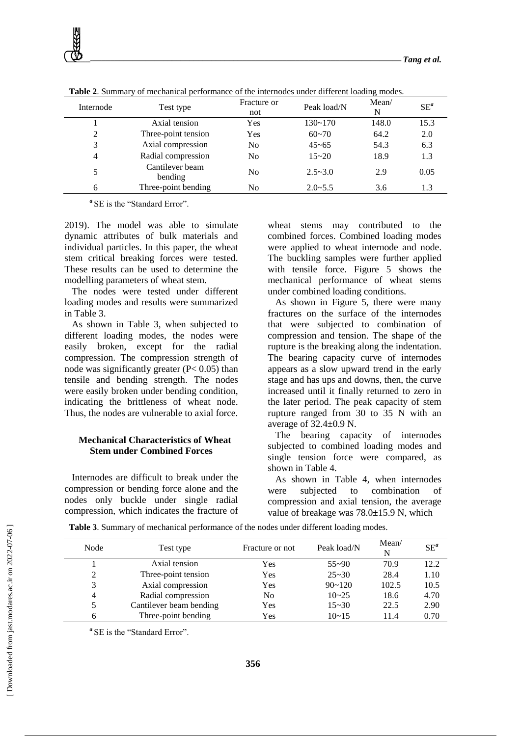**Table 2**. Summary of mechanical performance of the internodes under different loading modes.

| Internode | Test type | Fracture or not | Peak load/N | Mean/ N | SE[a] |
|---|---|---|---|---|---|
| 1 | Axial tension | Yes | 130~170 | 148.0 | 15.3 |
| 2 | Three-point tension | Yes | 60~70 | 64.2 | 2.0 |
| 3 | Axial compression | No | 45~65 | 54.3 | 6.3 |
| 4 | Radial compression | No | 15~20 | 18.9 | 1.3 |
| 5 | Cantilever beam bending | No | 2.5~3.0 | 2.9 | 0.05 |
| 6 | Three-point bending | No | 2.0~5.5 | 3.6 | 1.3 |

[a] SE is the "Standard Error".

2019). The model was able to simulate dynamic attributes of bulk materials and individual particles. In this paper, the wheat stem critical breaking forces were tested. These results can be used to determine the modelling parameters of wheat stem.

The nodes were tested under different loading modes and results were summarized in Table 3.

As shown in Table 3, when subjected to different loading modes, the nodes were easily broken, except for the radial compression. The compression strength of node was significantly greater ($P< 0.05$) than tensile and bending strength. The nodes were easily broken under bending condition, indicating the brittleness of wheat node. Thus, the nodes are vulnerable to axial force.

### Mechanical Characteristics of Wheat Stem under Combined Forces

Internodes are difficult to break under the compression or bending force alone and the nodes only buckle under single radial compression, which indicates the fracture of wheat stems may contributed to the combined forces. Combined loading modes were applied to wheat internode and node. The buckling samples were further applied with tensile force. Figure 5 shows the mechanical performance of wheat stems under combined loading conditions.

As shown in Figure 5, there were many fractures on the surface of the internodes that were subjected to combination of compression and tension. The shape of the rupture is the breaking along the indentation. The bearing capacity curve of internodes appears as a slow upward trend in the early stage and has ups and downs, then, the curve increased until it finally returned to zero in the later period. The peak capacity of stem rupture ranged from 30 to 35 N with an average of 32.4±0.9 N.

The bearing capacity of internodes subjected to combined loading modes and single tension force were compared, as shown in Table 4.

As shown in Table 4, when internodes were subjected to combination of compression and axial tension, the average value of breakage was 78.0±15.9 N, which

**Table 3**. Summary of mechanical performance of the nodes under different loading modes.

| Node | Test type | Fracture or not | Peak load/N | Mean/ N | SE[a] |
|---|---|---|---|---|---|
| 1 | Axial tension | Yes | 55~90 | 70.9 | 12.2 |
| 2 | Three-point tension | Yes | 25~30 | 28.4 | 1.10 |
| 3 | Axial compression | Yes | 90~120 | 102.5 | 10.5 |
| 4 | Radial compression | No | 10~25 | 18.6 | 4.70 |
| 5 | Cantilever beam bending | Yes | 15~30 | 22.5 | 2.90 |
| 6 | Three-point bending | Yes | 10~15 | 11.4 | 0.70 |

[a] SE is the "Standard Error".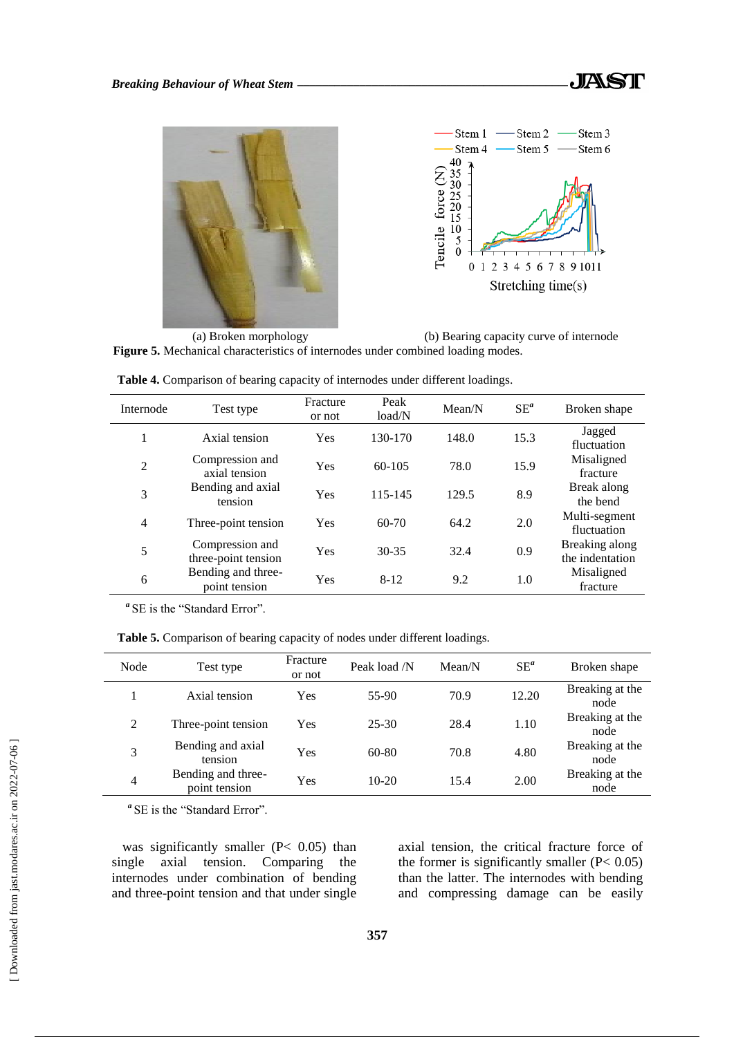(a) Broken morphology (b) Bearing capacity curve of internode

**Figure 5.** Mechanical characteristics of internodes under combined loading modes.

**Table 4.** Comparison of bearing capacity of internodes under different loadings.

| Internode | Test type | Fracture or not | Peak load/N | Mean/N | SE[a] | Broken shape |
|---|---|---|---|---|---|---|
| 1 | Axial tension | Yes | 130-170 | 148.0 | 15.3 | Jagged fluctuation |
| 2 | Compression and axial tension | Yes | 60-105 | 78.0 | 15.9 | Misaligned fracture |
| 3 | Bending and axial tension | Yes | 115-145 | 129.5 | 8.9 | Break along the bend |
| 4 | Three-point tension | Yes | 60-70 | 64.2 | 2.0 | Multi-segment fluctuation |
| 5 | Compression and three-point tension | Yes | 30-35 | 32.4 | 0.9 | Breaking along the indentation |
| 6 | Bending and three-point tension | Yes | 8-12 | 9.2 | 1.0 | Misaligned fracture |

[a] SE is the "Standard Error".

**Table 5.** Comparison of bearing capacity of nodes under different loadings.

| Node | Test type | Fracture or not | Peak load /N | Mean/N | SE[a] | Broken shape |
|---|---|---|---|---|---|---|
| 1 | Axial tension | Yes | 55-90 | 70.9 | 12.20 | Breaking at the node |
| 2 | Three-point tension | Yes | 25-30 | 28.4 | 1.10 | Breaking at the node |
| 3 | Bending and axial tension | Yes | 60-80 | 70.8 | 4.80 | Breaking at the node |
| 4 | Bending and three-point tension | Yes | 10-20 | 15.4 | 2.00 | Breaking at the node |

[a] SE is the "Standard Error".

was significantly smaller ($P< 0.05$) than single axial tension. Comparing the internodes under combination of bending and three-point tension and that under single axial tension, the critical fracture force of the former is significantly smaller ($P< 0.05$) than the latter. The internodes with bending and compressing damage can be easily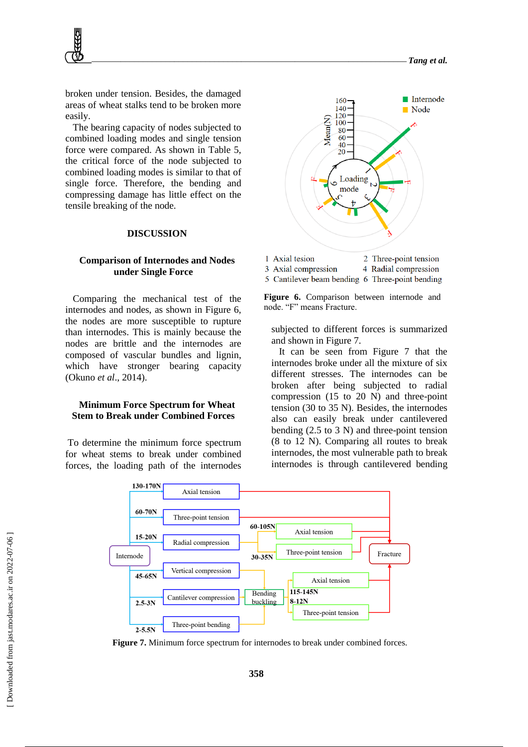broken under tension. Besides, the damaged areas of wheat stalks tend to be broken more easily.

The bearing capacity of nodes subjected to combined loading modes and single tension force were compared. As shown in Table 5, the critical force of the node subjected to combined loading modes is similar to that of single force. Therefore, the bending and compressing damage has little effect on the tensile breaking of the node.

## DISCUSSION

### Comparison of Internodes and Nodes under Single Force

Comparing the mechanical test of the internodes and nodes, as shown in Figure 6, the nodes are more susceptible to rupture than internodes. This is mainly because the nodes are brittle and the internodes are composed of vascular bundles and lignin, which have stronger bearing capacity (Okuno *et al*., 2014).

### Minimum Force Spectrum for Wheat Stem to Break under Combined Forces

To determine the minimum force spectrum for wheat stems to break under combined forces, the loading path of the internodes subjected to different forces is summarized and shown in Figure 7.

1 Axial tesion 2 Three-point tension
3 Axial compression 4 Radial compression
5 Cantilever beam bending 6 Three-point bending

**Figure 6.** Comparison between internode and node. "F" means Fracture.

It can be seen from Figure 7 that the internodes broke under all the mixture of six different stresses. The internodes can be broken after being subjected to radial compression (15 to 20 N) and three-point tension (30 to 35 N). Besides, the internodes also can easily break under cantilevered bending (2.5 to 3 N) and three-point tension (8 to 12 N). Comparing all routes to break internodes, the most vulnerable path to break internodes is through cantilevered bending

**Figure 7.** Minimum force spectrum for internodes to break under combined forces.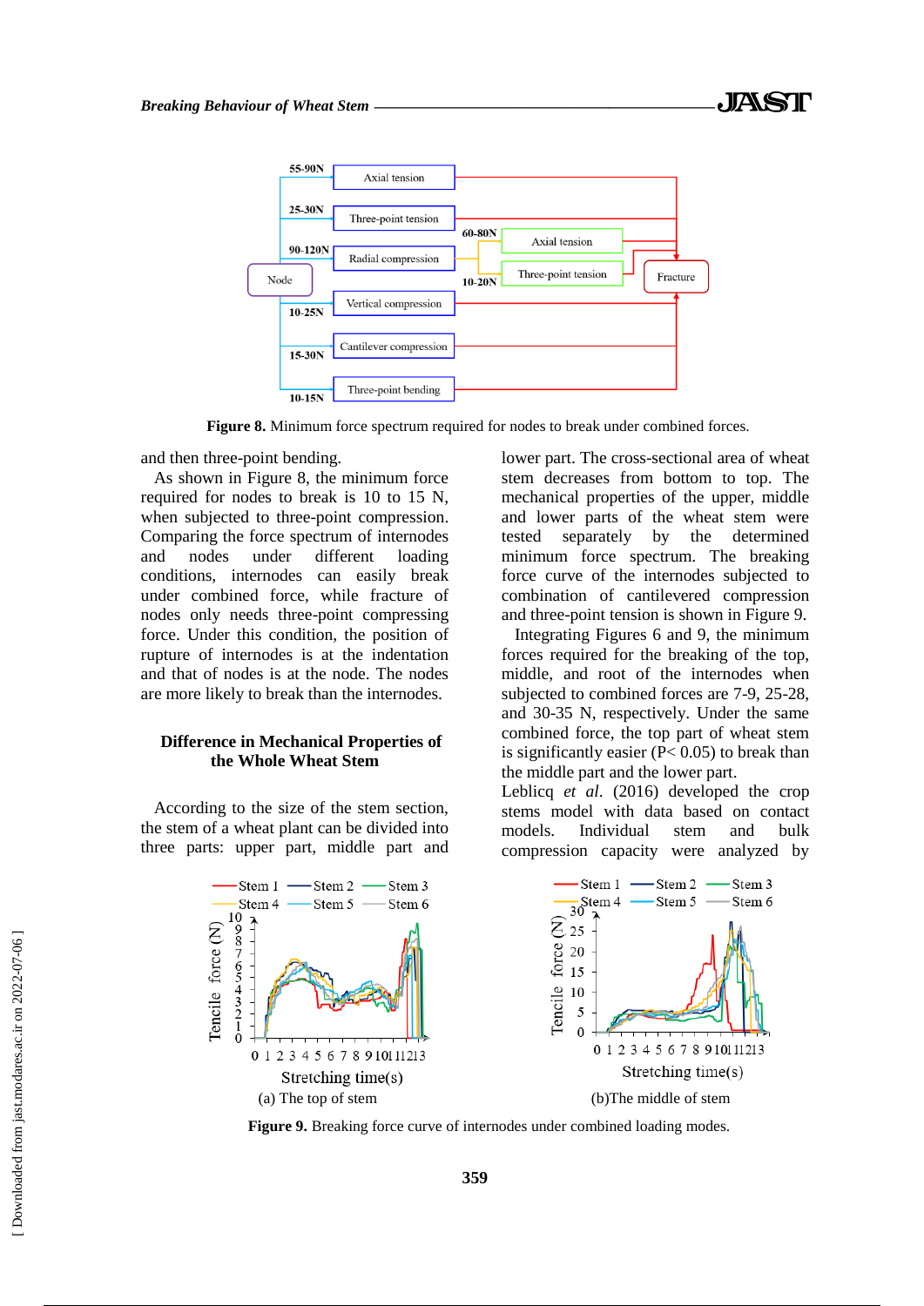Figure 8. Minimum force spectrum required for nodes to break under combined forces.

and then three-point bending.

As shown in Figure 8, the minimum force required for nodes to break is 10 to 15 N, when subjected to three-point compression. Comparing the force spectrum of internodes and nodes under different loading conditions, internodes can easily break under combined force, while fracture of nodes only needs three-point compressing force. Under this condition, the position of rupture of internodes is at the indentation and that of nodes is at the node. The nodes are more likely to break than the internodes.

## Difference in Mechanical Properties of the Whole Wheat Stem

According to the size of the stem section, the stem of a wheat plant can be divided into three parts: upper part, middle part and lower part. The cross-sectional area of wheat stem decreases from bottom to top. The mechanical properties of the upper, middle and lower parts of the wheat stem were tested separately by the determined minimum force spectrum. The breaking force curve of the internodes subjected to combination of cantilevered compression and three-point tension is shown in Figure 9.

Integrating Figures 6 and 9, the minimum forces required for the breaking of the top, middle, and root of the internodes when subjected to combined forces are 7-9, 25-28, and 30-35 N, respectively. Under the same combined force, the top part of wheat stem is significantly easier ($P < 0.05$) to break than the middle part and the lower part.

Leblicq *et al.* (2016) developed the crop stems model with data based on contact models. Individual stem and bulk compression capacity were analyzed by

(a) The top of stem

(b)The middle of stem

Figure 9. Breaking force curve of internodes under combined loading modes.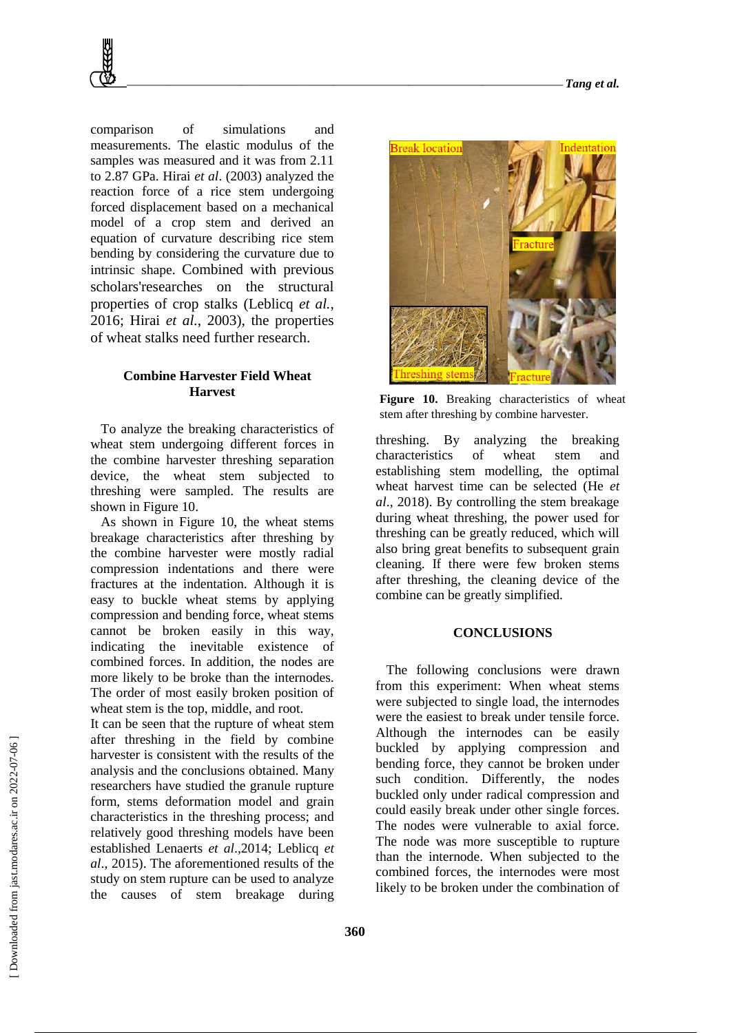comparison of simulations and measurements. The elastic modulus of the samples was measured and it was from 2.11 to 2.87 GPa. Hirai *et al*. (2003) analyzed the reaction force of a rice stem undergoing forced displacement based on a mechanical model of a crop stem and derived an equation of curvature describing rice stem bending by considering the curvature due to intrinsic shape. Combined with previous scholars'researches on the structural properties of crop stalks (Leblicq *et al.*, 2016; Hirai *et al.*, 2003), the properties of wheat stalks need further research.

### Combine Harvester Field Wheat Harvest

To analyze the breaking characteristics of wheat stem undergoing different forces in the combine harvester threshing separation device, the wheat stem subjected to threshing were sampled. The results are shown in Figure 10.

As shown in Figure 10, the wheat stems breakage characteristics after threshing by the combine harvester were mostly radial compression indentations and there were fractures at the indentation. Although it is easy to buckle wheat stems by applying compression and bending force, wheat stems cannot be broken easily in this way, indicating the inevitable existence of combined forces. In addition, the nodes are more likely to be broke than the internodes. The order of most easily broken position of wheat stem is the top, middle, and root.

It can be seen that the rupture of wheat stem after threshing in the field by combine harvester is consistent with the results of the analysis and the conclusions obtained. Many researchers have studied the granule rupture form, stems deformation model and grain characteristics in the threshing process; and relatively good threshing models have been established Lenaerts *et al*.,2014; Leblicq *et al*., 2015). The aforementioned results of the study on stem rupture can be used to analyze the causes of stem breakage during threshing. By analyzing the breaking characteristics of wheat stem and establishing stem modelling, the optimal wheat harvest time can be selected (He *et al*., 2018). By controlling the stem breakage during wheat threshing, the power used for threshing can be greatly reduced, which will also bring great benefits to subsequent grain cleaning. If there were few broken stems after threshing, the cleaning device of the combine can be greatly simplified.

**Figure 10.** Breaking characteristics of wheat stem after threshing by combine harvester.

## CONCLUSIONS

The following conclusions were drawn from this experiment: When wheat stems were subjected to single load, the internodes were the easiest to break under tensile force. Although the internodes can be easily buckled by applying compression and bending force, they cannot be broken under such condition. Differently, the nodes buckled only under radical compression and could easily break under other single forces. The nodes were vulnerable to axial force. The node was more susceptible to rupture than the internode. When subjected to the combined forces, the internodes were most likely to be broken under the combination of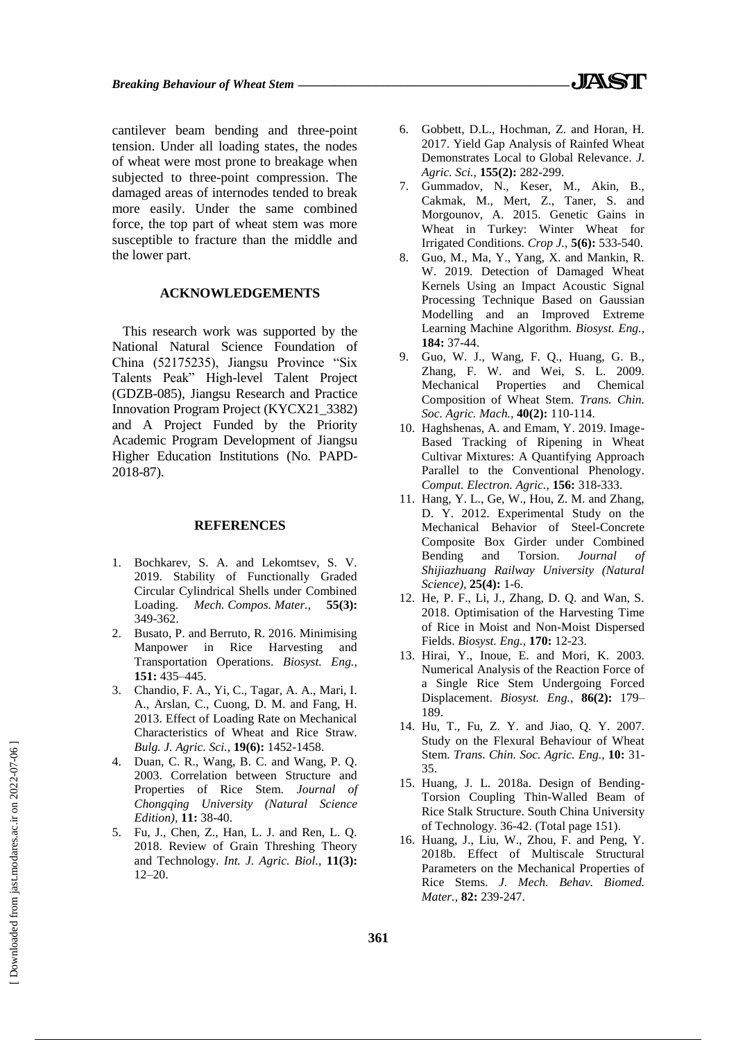cantilever beam bending and three-point tension. Under all loading states, the nodes of wheat were most prone to breakage when subjected to three-point compression. The damaged areas of internodes tended to break more easily. Under the same combined force, the top part of wheat stem was more susceptible to fracture than the middle and the lower part.

## ACKNOWLEDGEMENTS

This research work was supported by the National Natural Science Foundation of China (52175235), Jiangsu Province "Six Talents Peak" High-level Talent Project (GDZB-085), Jiangsu Research and Practice Innovation Program Project (KYCX21_3382) and A Project Funded by the Priority Academic Program Development of Jiangsu Higher Education Institutions (No. PAPD-2018-87).

## REFERENCES

1. Bochkarev, S. A. and Lekomtsev, S. V. 2019. Stability of Functionally Graded Circular Cylindrical Shells under Combined Loading. *Mech. Compos. Mater.,* **55(3):** 349-362.
2. Busato, P. and Berruto, R. 2016. Minimising Manpower in Rice Harvesting and Transportation Operations. *Biosyst. Eng.,* **151:** 435–445.
3. Chandio, F. A., Yi, C., Tagar, A. A., Mari, I. A., Arslan, C., Cuong, D. M. and Fang, H. 2013. Effect of Loading Rate on Mechanical Characteristics of Wheat and Rice Straw. *Bulg. J. Agric. Sci.,* **19(6):** 1452-1458.
4. Duan, C. R., Wang, B. C. and Wang, P. Q. 2003. Correlation between Structure and Properties of Rice Stem. *Journal of Chongqing University (Natural Science Edition),* **11:** 38-40.
5. Fu, J., Chen, Z., Han, L. J. and Ren, L. Q. 2018. Review of Grain Threshing Theory and Technology. *Int. J. Agric. Biol.,* **11(3):** 12–20.
6. Gobbett, D.L., Hochman, Z. and Horan, H. 2017. Yield Gap Analysis of Rainfed Wheat Demonstrates Local to Global Relevance. *J. Agric. Sci.,* **155(2):** 282-299.
7. Gummadov, N., Keser, M., Akin, B., Cakmak, M., Mert, Z., Taner, S. and Morgounov, A. 2015. Genetic Gains in Wheat in Turkey: Winter Wheat for Irrigated Conditions. *Crop J.,* **5(6):** 533-540.
8. Guo, M., Ma, Y., Yang, X. and Mankin, R. W. 2019. Detection of Damaged Wheat Kernels Using an Impact Acoustic Signal Processing Technique Based on Gaussian Modelling and an Improved Extreme Learning Machine Algorithm. *Biosyst. Eng.,* **184:** 37-44.
9. Guo, W. J., Wang, F. Q., Huang, G. B., Zhang, F. W. and Wei, S. L. 2009. Mechanical Properties and Chemical Composition of Wheat Stem. *Trans. Chin. Soc. Agric. Mach.,* **40(2):** 110-114.
10. Haghshenas, A. and Emam, Y. 2019. Image-Based Tracking of Ripening in Wheat Cultivar Mixtures: A Quantifying Approach Parallel to the Conventional Phenology. *Comput. Electron. Agric.,* **156:** 318-333.
11. Hang, Y. L., Ge, W., Hou, Z. M. and Zhang, D. Y. 2012. Experimental Study on the Mechanical Behavior of Steel-Concrete Composite Box Girder under Combined Bending and Torsion. *Journal of Shijiazhuang Railway University (Natural Science),* **25(4):** 1-6.
12. He, P. F., Li, J., Zhang, D. Q. and Wan, S. 2018. Optimisation of the Harvesting Time of Rice in Moist and Non-Moist Dispersed Fields. *Biosyst. Eng.,* **170:** 12-23.
13. Hirai, Y., Inoue, E. and Mori, K. 2003. Numerical Analysis of the Reaction Force of a Single Rice Stem Undergoing Forced Displacement. *Biosyst. Eng.,* **86(2):** 179–189.
14. Hu, T., Fu, Z. Y. and Jiao, Q. Y. 2007. Study on the Flexural Behaviour of Wheat Stem. *Trans. Chin. Soc. Agric. Eng.,* **10:** 31-35.
15. Huang, J. L. 2018a. Design of Bending-Torsion Coupling Thin-Walled Beam of Rice Stalk Structure. South China University of Technology. 36-42. (Total page 151).
16. Huang, J., Liu, W., Zhou, F. and Peng, Y. 2018b. Effect of Multiscale Structural Parameters on the Mechanical Properties of Rice Stems. *J. Mech. Behav. Biomed. Mater.,* **82:** 239-247.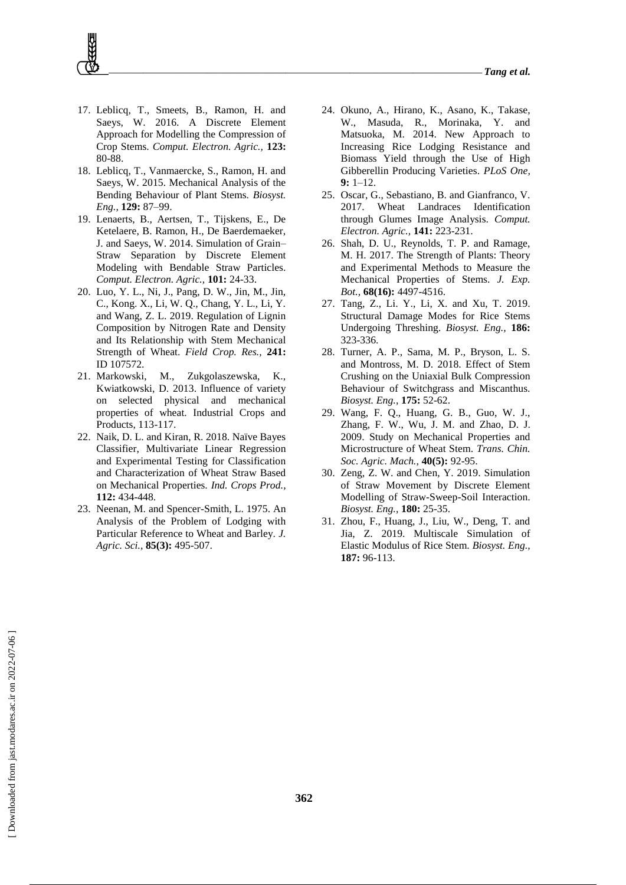17. Leblicq, T., Smeets, B., Ramon, H. and Saeys, W. 2016. A Discrete Element Approach for Modelling the Compression of Crop Stems. *Comput. Electron. Agric.,* **123:** 80-88.
18. Leblicq, T., Vanmaercke, S., Ramon, H. and Saeys, W. 2015. Mechanical Analysis of the Bending Behaviour of Plant Stems. *Biosyst. Eng.,* **129:** 87–99.
19. Lenaerts, B., Aertsen, T., Tijskens, E., De Ketelaere, B. Ramon, H., De Baerdemaeker, J. and Saeys, W. 2014. Simulation of Grain–Straw Separation by Discrete Element Modeling with Bendable Straw Particles. *Comput. Electron. Agric.,* **101:** 24-33.
20. Luo, Y. L., Ni, J., Pang, D. W., Jin, M., Jin, C., Kong. X., Li, W. Q., Chang, Y. L., Li, Y. and Wang, Z. L. 2019. Regulation of Lignin Composition by Nitrogen Rate and Density and Its Relationship with Stem Mechanical Strength of Wheat. *Field Crop. Res.,* **241:** ID 107572.
21. Markowski, M., Zukgolaszewska, K., Kwiatkowski, D. 2013. Influence of variety on selected physical and mechanical properties of wheat. Industrial Crops and Products, 113-117.
22. Naik, D. L. and Kiran, R. 2018. Naïve Bayes Classifier, Multivariate Linear Regression and Experimental Testing for Classification and Characterization of Wheat Straw Based on Mechanical Properties. *Ind. Crops Prod.,* **112:** 434-448.
23. Neenan, M. and Spencer-Smith, L. 1975. An Analysis of the Problem of Lodging with Particular Reference to Wheat and Barley. *J. Agric. Sci.,* **85(3):** 495-507.
24. Okuno, A., Hirano, K., Asano, K., Takase, W., Masuda, R., Morinaka, Y. and Matsuoka, M. 2014. New Approach to Increasing Rice Lodging Resistance and Biomass Yield through the Use of High Gibberellin Producing Varieties. *PLoS One,* **9:** 1–12.
25. Oscar, G., Sebastiano, B. and Gianfranco, V. 2017. Wheat Landraces Identification through Glumes Image Analysis. *Comput. Electron. Agric.,* **141:** 223-231.
26. Shah, D. U., Reynolds, T. P. and Ramage, M. H. 2017. The Strength of Plants: Theory and Experimental Methods to Measure the Mechanical Properties of Stems. *J. Exp. Bot.,* **68(16):** 4497-4516.
27. Tang, Z., Li. Y., Li, X. and Xu, T. 2019. Structural Damage Modes for Rice Stems Undergoing Threshing. *Biosyst. Eng.,* **186:** 323-336.
28. Turner, A. P., Sama, M. P., Bryson, L. S. and Montross, M. D. 2018. Effect of Stem Crushing on the Uniaxial Bulk Compression Behaviour of Switchgrass and Miscanthus. *Biosyst. Eng.,* **175:** 52-62.
29. Wang, F. Q., Huang, G. B., Guo, W. J., Zhang, F. W., Wu, J. M. and Zhao, D. J. 2009. Study on Mechanical Properties and Microstructure of Wheat Stem. *Trans. Chin. Soc. Agric. Mach.,* **40(5):** 92-95.
30. Zeng, Z. W. and Chen, Y. 2019. Simulation of Straw Movement by Discrete Element Modelling of Straw-Sweep-Soil Interaction. *Biosyst. Eng.,* **180:** 25-35.
31. Zhou, F., Huang, J., Liu, W., Deng, T. and Jia, Z. 2019. Multiscale Simulation of Elastic Modulus of Rice Stem. *Biosyst. Eng.,* **187:** 96-113.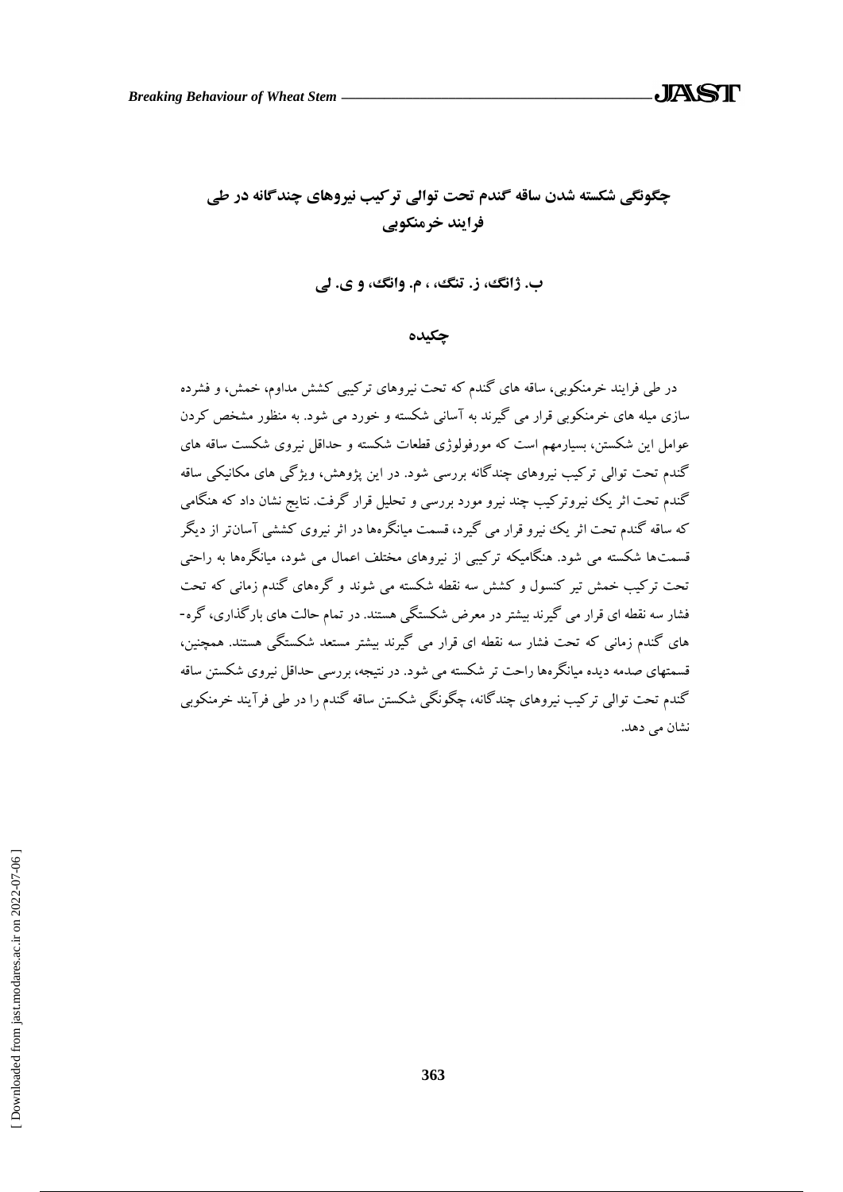# چگونگی شکسته شدن ساقه گندم تحت توالی ترکیب نیروهای چندگانه در طی فرایند خرمنکوبی

**ب. ژانگ، ز. تنگ، ، م. وانگ، و ی. لی**

## چکیده

در طی فرایند خرمنکوبی، ساقه های گندم که تحت نیروهای ترکیبی کشش مداوم، خمش، و فشرده سازی میله های خرمنکوبی قرار می گیرند به آسانی شکسته و خورد می شود. به منظور مشخص کردن عوامل این شکستن، بسیارمهم است که مورفولوژی قطعات شکسته و حداقل نیروی شکست ساقه های گندم تحت توالی ترکیب نیروهای چندگانه بررسی شود. در این پژوهش، ویژگی های مکانیکی ساقه گندم تحت اثر یک نیروترکیب چند نیرو مورد بررسی و تحلیل قرار گرفت. نتایج نشان داد که هنگامی که ساقه گندم تحت اثر یک نیرو قرار می گیرد، قسمت میانگره‌ها در اثر نیروی کششی آسان‌تر از دیگر قسمت‌ها شکسته می شود. هنگامیکه ترکیبی از نیروهای مختلف اعمال می شود، میانگره‌ها به راحتی تحت ترکیب خمش تیر کنسول و کشش سه نقطه شکسته می شوند و گره‌های گندم زمانی که تحت فشار سه نقطه ای قرار می گیرند بیشتر در معرض شکستگی هستند. در تمام حالت های بارگذاری، گره-های گندم زمانی که تحت فشار سه نقطه ای قرار می گیرند بیشتر مستعد شکستگی هستند. همچنین، قسمتهای صدمه دیده میانگره‌ها راحت تر شکسته می شود. در نتیجه، بررسی حداقل نیروی شکستن ساقه گندم تحت توالی ترکیب نیروهای چندگانه، چگونگی شکستن ساقه گندم را در طی فرآیند خرمنکوبی نشان می دهد.